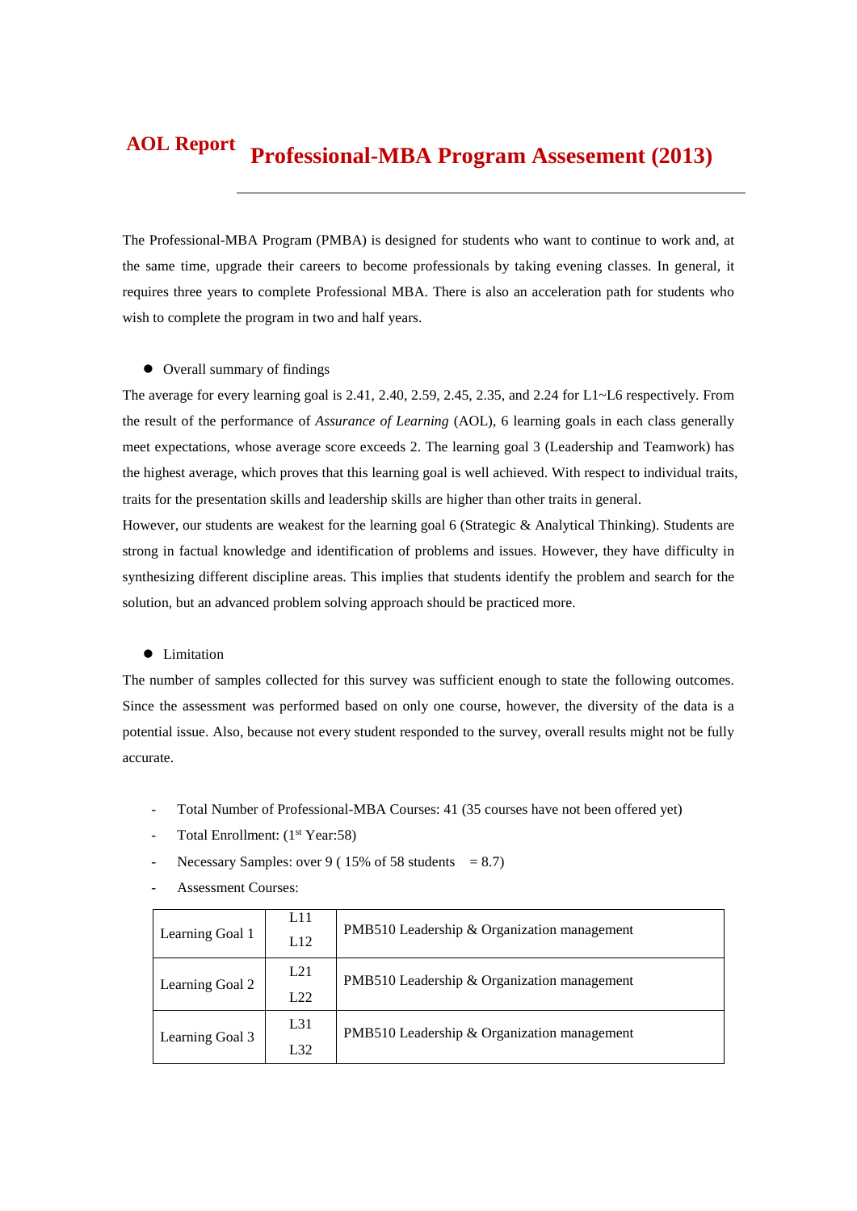# AOL Report Professional-MBA Program Assesement (2013)

The Professional-MBA Program (PMBA) is designed for students who want to continue to work and, at the same time, upgrade their careers to become professionals by taking evening classes. In general, it requires three years to complete Professional MBA. There is also an acceleration path for students who wish to complete the program in two and half years.

- Overall summary of findings

The average for every learning goal is 2.41, 2.40, 2.59, 2.45, 2.35, and 2.24 for L1~L6 respectively. From the result of the performance of *Assurance of Learning* (AOL), 6 learning goals in each class generally meet expectations, whose average score exceeds 2. The learning goal 3 (Leadership and Teamwork) has the highest average, which proves that this learning goal is well achieved. With respect to individual traits, traits for the presentation skills and leadership skills are higher than other traits in general.
However, our students are weakest for the learning goal 6 (Strategic & Analytical Thinking). Students are strong in factual knowledge and identification of problems and issues. However, they have difficulty in synthesizing different discipline areas. This implies that students identify the problem and search for the solution, but an advanced problem solving approach should be practiced more.

- Limitation

The number of samples collected for this survey was sufficient enough to state the following outcomes. Since the assessment was performed based on only one course, however, the diversity of the data is a potential issue. Also, because not every student responded to the survey, overall results might not be fully accurate.

- Total Number of Professional-MBA Courses: 41 (35 courses have not been offered yet)
- Total Enrollment: (1st Year:58)
- Necessary Samples: over 9 ( 15% of 58 students = 8.7)
- Assessment Courses:

| | | |
|---|---|---|
| Learning Goal 1 | L11<br>L12 | PMB510 Leadership & Organization management |
| Learning Goal 2 | L21<br>L22 | PMB510 Leadership & Organization management |
| Learning Goal 3 | L31<br>L32 | PMB510 Leadership & Organization management |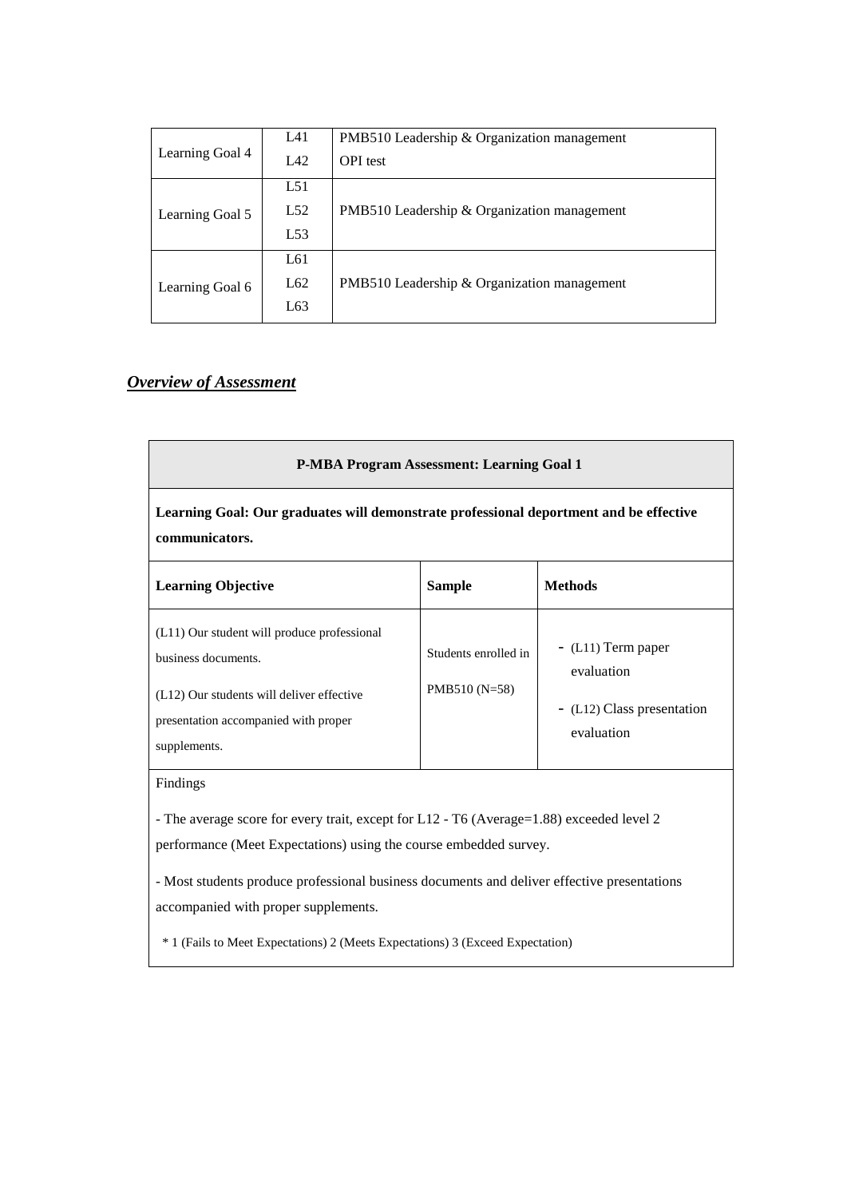| | | |
|---|---|---|
| Learning Goal 4 | L41<br>L42 | PMB510 Leadership & Organization management<br>OPI test |
| Learning Goal 5 | L51<br>L52<br>L53 | PMB510 Leadership & Organization management |
| Learning Goal 6 | L61<br>L62<br>L63 | PMB510 Leadership & Organization management |

## ***Overview of Assessment***

| **P-MBA Program Assessment: Learning Goal 1** | | |
|---|---|---|
| **Learning Goal: Our graduates will demonstrate professional deportment and be effective communicators.** | | |
| **Learning Objective** | **Sample** | **Methods** |
| (L11) Our student will produce professional business documents.<br><br>(L12) Our students will deliver effective presentation accompanied with proper supplements. | Students enrolled in PMB510 (N=58) | - (L11) Term paper evaluation<br><br>- (L12) Class presentation evaluation |
| Findings<br><br>- The average score for every trait, except for L12 - T6 (Average=1.88) exceeded level 2 performance (Meet Expectations) using the course embedded survey.<br><br>- Most students produce professional business documents and deliver effective presentations accompanied with proper supplements.<br><br>* 1 (Fails to Meet Expectations) 2 (Meets Expectations) 3 (Exceed Expectation) | | |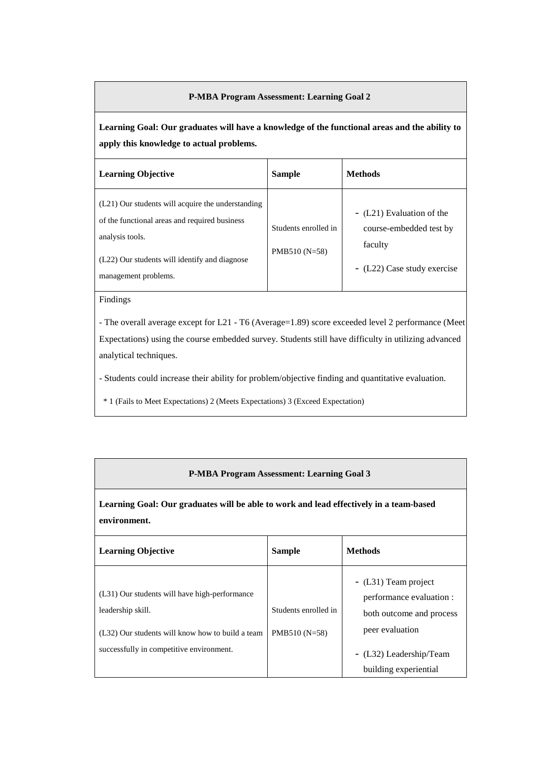| P-MBA Program Assessment: Learning Goal 2 | | |
|---|---|---|
| **Learning Goal: Our graduates will have a knowledge of the functional areas and the ability to apply this knowledge to actual problems.** | | |
| **Learning Objective** | **Sample** | **Methods** |
| (L21) Our students will acquire the understanding of the functional areas and required business analysis tools.<br><br>(L22) Our students will identify and diagnose management problems. | Students enrolled in PMB510 (N=58) | - (L21) Evaluation of the course-embedded test by faculty<br>- (L22) Case study exercise |
| Findings<br><br>- The overall average except for L21 - T6 (Average=1.89) score exceeded level 2 performance (Meet Expectations) using the course embedded survey. Students still have difficulty in utilizing advanced analytical techniques.<br><br>- Students could increase their ability for problem/objective finding and quantitative evaluation.<br><br>* 1 (Fails to Meet Expectations) 2 (Meets Expectations) 3 (Exceed Expectation) | | |

| P-MBA Program Assessment: Learning Goal 3 | | |
|---|---|---|
| **Learning Goal: Our graduates will be able to work and lead effectively in a team-based environment.** | | |
| **Learning Objective** | **Sample** | **Methods** |
| (L31) Our students will have high-performance leadership skill.<br><br>(L32) Our students will know how to build a team successfully in competitive environment. | Students enrolled in PMB510 (N=58) | - (L31) Team project performance evaluation : both outcome and process peer evaluation<br>- (L32) Leadership/Team building experiential |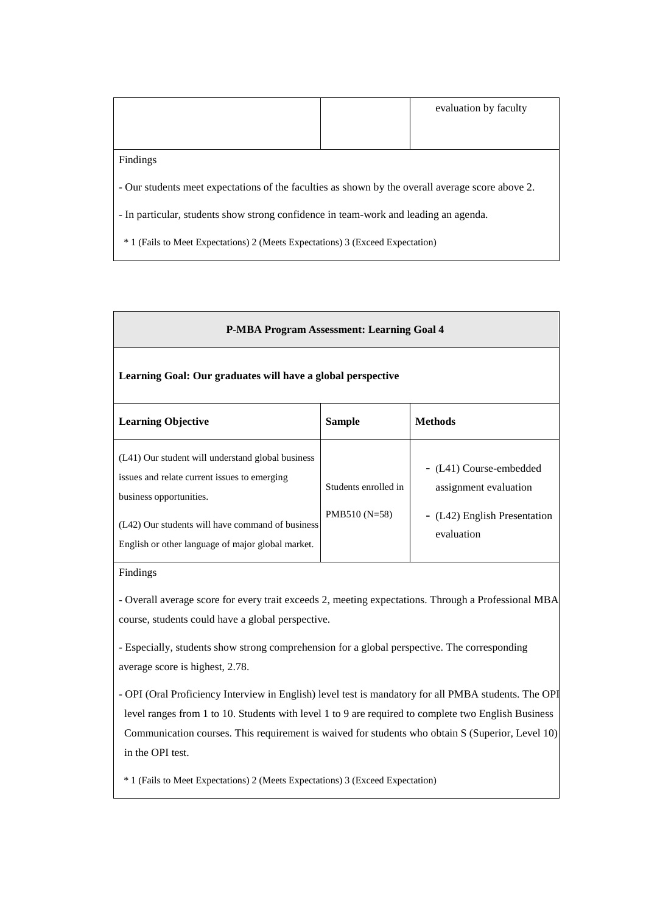| | | evaluation by faculty |
|---|---|---|

Findings

- Our students meet expectations of the faculties as shown by the overall average score above 2.

- In particular, students show strong confidence in team-work and leading an agenda.

\* 1 (Fails to Meet Expectations) 2 (Meets Expectations) 3 (Exceed Expectation)

| **P-MBA Program Assessment: Learning Goal 4** | | |
|---|---|---|
| **Learning Goal: Our graduates will have a global perspective** | | |
| **Learning Objective** | **Sample** | **Methods** |
| (L41) Our student will understand global business issues and relate current issues to emerging business opportunities.<br>(L42) Our students will have command of business English or other language of major global market. | Students enrolled in PMB510 (N=58) | - (L41) Course-embedded assignment evaluation<br>- (L42) English Presentation evaluation |

Findings

- Overall average score for every trait exceeds 2, meeting expectations. Through a Professional MBA course, students could have a global perspective.

- Especially, students show strong comprehension for a global perspective. The corresponding average score is highest, 2.78.

- OPI (Oral Proficiency Interview in English) level test is mandatory for all PMBA students. The OPI level ranges from 1 to 10. Students with level 1 to 9 are required to complete two English Business Communication courses. This requirement is waived for students who obtain S (Superior, Level 10) in the OPI test.

\* 1 (Fails to Meet Expectations) 2 (Meets Expectations) 3 (Exceed Expectation)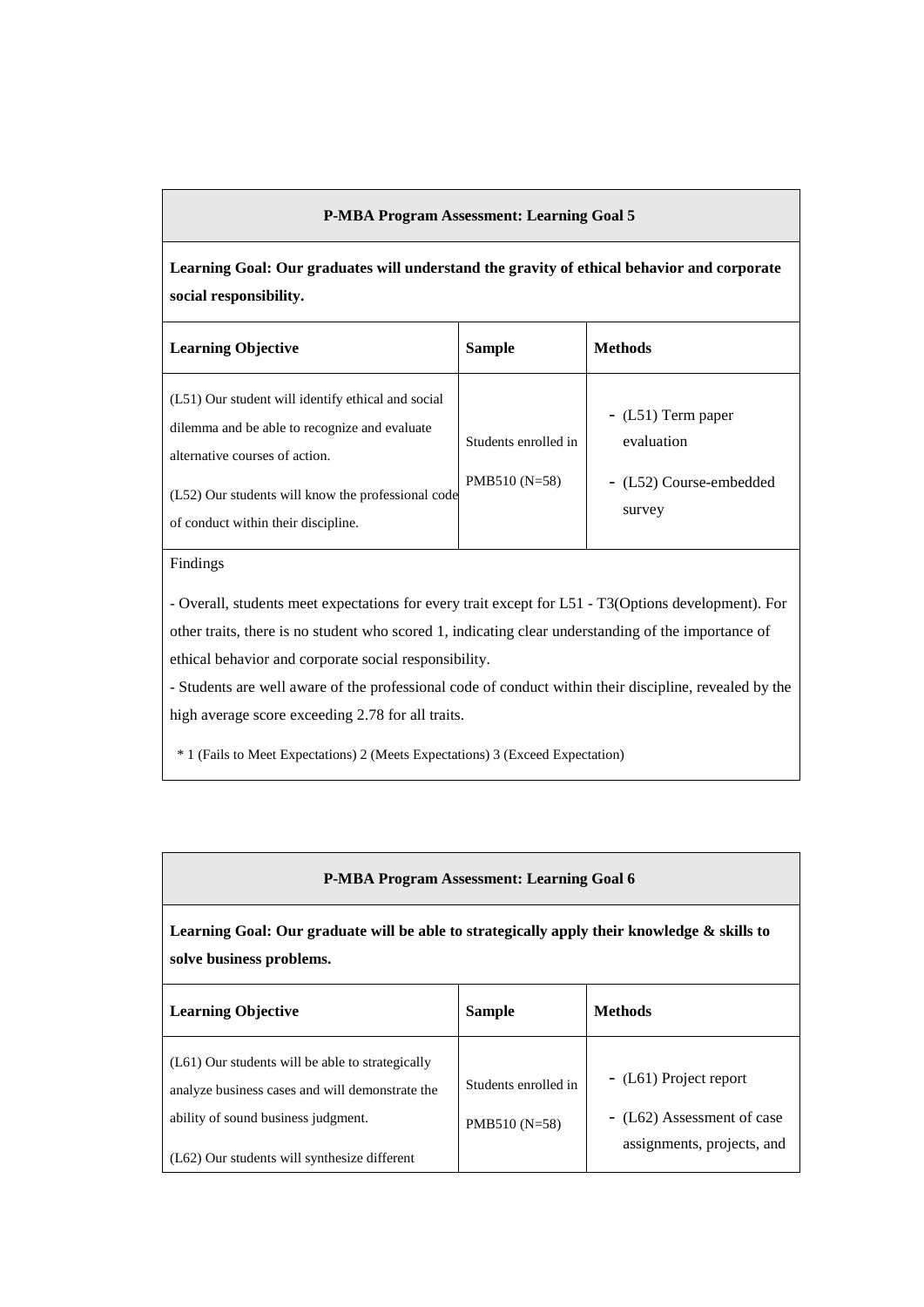| P-MBA Program Assessment: Learning Goal 5 | | |
|---|---|---|
| **Learning Goal: Our graduates will understand the gravity of ethical behavior and corporate social responsibility.** | | |
| **Learning Objective** | **Sample** | **Methods** |
| (L51) Our student will identify ethical and social dilemma and be able to recognize and evaluate alternative courses of action.<br><br>(L52) Our students will know the professional code of conduct within their discipline. | Students enrolled in PMB510 (N=58) | - (L51) Term paper evaluation<br>- (L52) Course-embedded survey |
| Findings<br><br>- Overall, students meet expectations for every trait except for L51 - T3(Options development). For other traits, there is no student who scored 1, indicating clear understanding of the importance of ethical behavior and corporate social responsibility.<br>- Students are well aware of the professional code of conduct within their discipline, revealed by the high average score exceeding 2.78 for all traits.<br><br>* 1 (Fails to Meet Expectations) 2 (Meets Expectations) 3 (Exceed Expectation) | | |

| P-MBA Program Assessment: Learning Goal 6 | | |
|---|---|---|
| **Learning Goal: Our graduate will be able to strategically apply their knowledge & skills to solve business problems.** | | |
| **Learning Objective** | **Sample** | **Methods** |
| (L61) Our students will be able to strategically analyze business cases and will demonstrate the ability of sound business judgment.<br><br>(L62) Our students will synthesize different | Students enrolled in PMB510 (N=58) | - (L61) Project report<br>- (L62) Assessment of case assignments, projects, and |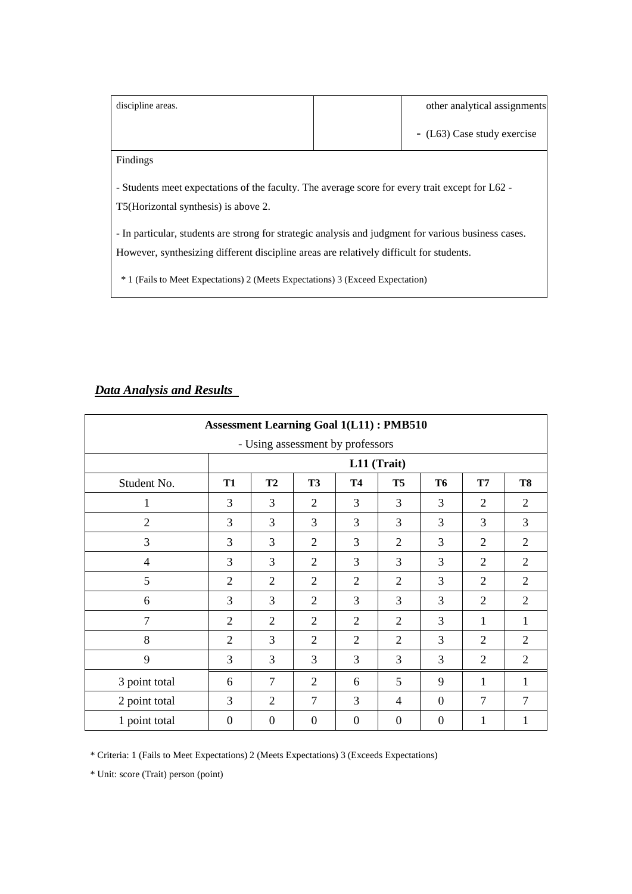| discipline areas. | | other analytical assignments<br>- (L63) Case study exercise |
|---|---|---|

Findings

- Students meet expectations of the faculty. The average score for every trait except for L62 - T5(Horizontal synthesis) is above 2.

- In particular, students are strong for strategic analysis and judgment for various business cases. However, synthesizing different discipline areas are relatively difficult for students.

\* 1 (Fails to Meet Expectations) 2 (Meets Expectations) 3 (Exceed Expectation)

***Data Analysis and Results***

| **Assessment Learning Goal 1(L11) : PMB510**<br>- Using assessment by professors | | | | | | | | |
|---|---|---|---|---|---|---|---|---|
| | **L11 (Trait)** | | | | | | | |
| Student No. | **T1** | **T2** | **T3** | **T4** | **T5** | **T6** | **T7** | **T8** |
| 1 | 3 | 3 | 2 | 3 | 3 | 3 | 2 | 2 |
| 2 | 3 | 3 | 3 | 3 | 3 | 3 | 3 | 3 |
| 3 | 3 | 3 | 2 | 3 | 2 | 3 | 2 | 2 |
| 4 | 3 | 3 | 2 | 3 | 3 | 3 | 2 | 2 |
| 5 | 2 | 2 | 2 | 2 | 2 | 3 | 2 | 2 |
| 6 | 3 | 3 | 2 | 3 | 3 | 3 | 2 | 2 |
| 7 | 2 | 2 | 2 | 2 | 2 | 3 | 1 | 1 |
| 8 | 2 | 3 | 2 | 2 | 2 | 3 | 2 | 2 |
| 9 | 3 | 3 | 3 | 3 | 3 | 3 | 2 | 2 |
| 3 point total | 6 | 7 | 2 | 6 | 5 | 9 | 1 | 1 |
| 2 point total | 3 | 2 | 7 | 3 | 4 | 0 | 7 | 7 |
| 1 point total | 0 | 0 | 0 | 0 | 0 | 0 | 1 | 1 |

\* Criteria: 1 (Fails to Meet Expectations) 2 (Meets Expectations) 3 (Exceeds Expectations)

\* Unit: score (Trait) person (point)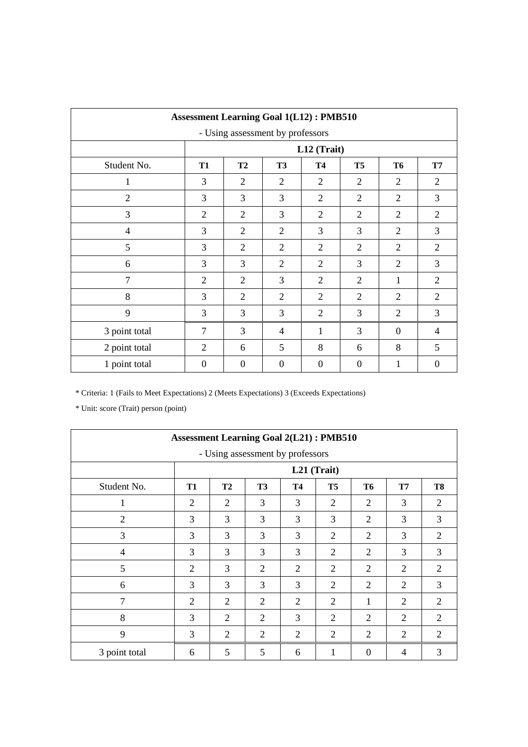| Assessment Learning Goal 1(L12) : PMB510<br>- Using assessment by professors | | | | | | | |
|---|---|---|---|---|---|---|---|
| | **L12 (Trait)** | | | | | | |
| Student No. | **T1** | **T2** | **T3** | **T4** | **T5** | **T6** | **T7** |
| 1 | 3 | 2 | 2 | 2 | 2 | 2 | 2 |
| 2 | 3 | 3 | 3 | 2 | 2 | 2 | 3 |
| 3 | 2 | 2 | 3 | 2 | 2 | 2 | 2 |
| 4 | 3 | 2 | 2 | 3 | 3 | 2 | 3 |
| 5 | 3 | 2 | 2 | 2 | 2 | 2 | 2 |
| 6 | 3 | 3 | 2 | 2 | 3 | 2 | 3 |
| 7 | 2 | 2 | 3 | 2 | 2 | 1 | 2 |
| 8 | 3 | 2 | 2 | 2 | 2 | 2 | 2 |
| 9 | 3 | 3 | 3 | 2 | 3 | 2 | 3 |
| 3 point total | 7 | 3 | 4 | 1 | 3 | 0 | 4 |
| 2 point total | 2 | 6 | 5 | 8 | 6 | 8 | 5 |
| 1 point total | 0 | 0 | 0 | 0 | 0 | 1 | 0 |

* Criteria: 1 (Fails to Meet Expectations) 2 (Meets Expectations) 3 (Exceeds Expectations)

* Unit: score (Trait) person (point)

| Assessment Learning Goal 2(L21) : PMB510<br>- Using assessment by professors | | | | | | | | |
|---|---|---|---|---|---|---|---|---|
| | **L21 (Trait)** | | | | | | | |
| Student No. | **T1** | **T2** | **T3** | **T4** | **T5** | **T6** | **T7** | **T8** |
| 1 | 2 | 2 | 3 | 3 | 2 | 2 | 3 | 2 |
| 2 | 3 | 3 | 3 | 3 | 3 | 2 | 3 | 3 |
| 3 | 3 | 3 | 3 | 3 | 2 | 2 | 3 | 2 |
| 4 | 3 | 3 | 3 | 3 | 2 | 2 | 3 | 3 |
| 5 | 2 | 3 | 2 | 2 | 2 | 2 | 2 | 2 |
| 6 | 3 | 3 | 3 | 3 | 2 | 2 | 2 | 3 |
| 7 | 2 | 2 | 2 | 2 | 2 | 1 | 2 | 2 |
| 8 | 3 | 2 | 2 | 3 | 2 | 2 | 2 | 2 |
| 9 | 3 | 2 | 2 | 2 | 2 | 2 | 2 | 2 |
| 3 point total | 6 | 5 | 5 | 6 | 1 | 0 | 4 | 3 |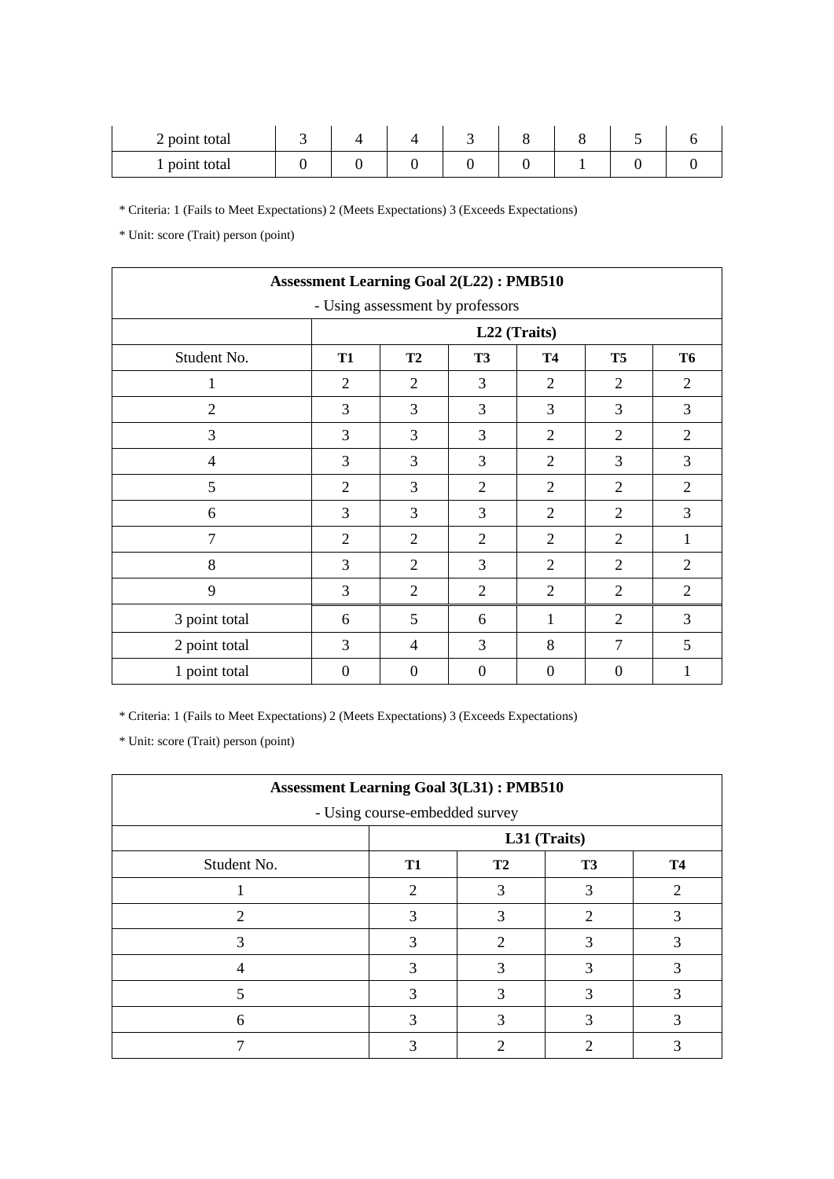| 2 point total | 3 | 4 | 4 | 3 | 8 | 8 | 5 | 6 |
|---|---|---|---|---|---|---|---|---|
| 1 point total | 0 | 0 | 0 | 0 | 0 | 1 | 0 | 0 |

* Criteria: 1 (Fails to Meet Expectations) 2 (Meets Expectations) 3 (Exceeds Expectations)

* Unit: score (Trait) person (point)

| **Assessment Learning Goal 2(L22) : PMB510**<br>- Using assessment by professors | | | | | | |
|---|---|---|---|---|---|---|
| | **L22 (Traits)** | | | | | |
| Student No. | **T1** | **T2** | **T3** | **T4** | **T5** | **T6** |
| 1 | 2 | 2 | 3 | 2 | 2 | 2 |
| 2 | 3 | 3 | 3 | 3 | 3 | 3 |
| 3 | 3 | 3 | 3 | 2 | 2 | 2 |
| 4 | 3 | 3 | 3 | 2 | 3 | 3 |
| 5 | 2 | 3 | 2 | 2 | 2 | 2 |
| 6 | 3 | 3 | 3 | 2 | 2 | 3 |
| 7 | 2 | 2 | 2 | 2 | 2 | 1 |
| 8 | 3 | 2 | 3 | 2 | 2 | 2 |
| 9 | 3 | 2 | 2 | 2 | 2 | 2 |
| 3 point total | 6 | 5 | 6 | 1 | 2 | 3 |
| 2 point total | 3 | 4 | 3 | 8 | 7 | 5 |
| 1 point total | 0 | 0 | 0 | 0 | 0 | 1 |

* Criteria: 1 (Fails to Meet Expectations) 2 (Meets Expectations) 3 (Exceeds Expectations)

* Unit: score (Trait) person (point)

| **Assessment Learning Goal 3(L31) : PMB510**<br>- Using course-embedded survey | | | | |
|---|---|---|---|---|
| | **L31 (Traits)** | | | |
| Student No. | **T1** | **T2** | **T3** | **T4** |
| 1 | 2 | 3 | 3 | 2 |
| 2 | 3 | 3 | 2 | 3 |
| 3 | 3 | 2 | 3 | 3 |
| 4 | 3 | 3 | 3 | 3 |
| 5 | 3 | 3 | 3 | 3 |
| 6 | 3 | 3 | 3 | 3 |
| 7 | 3 | 2 | 2 | 3 |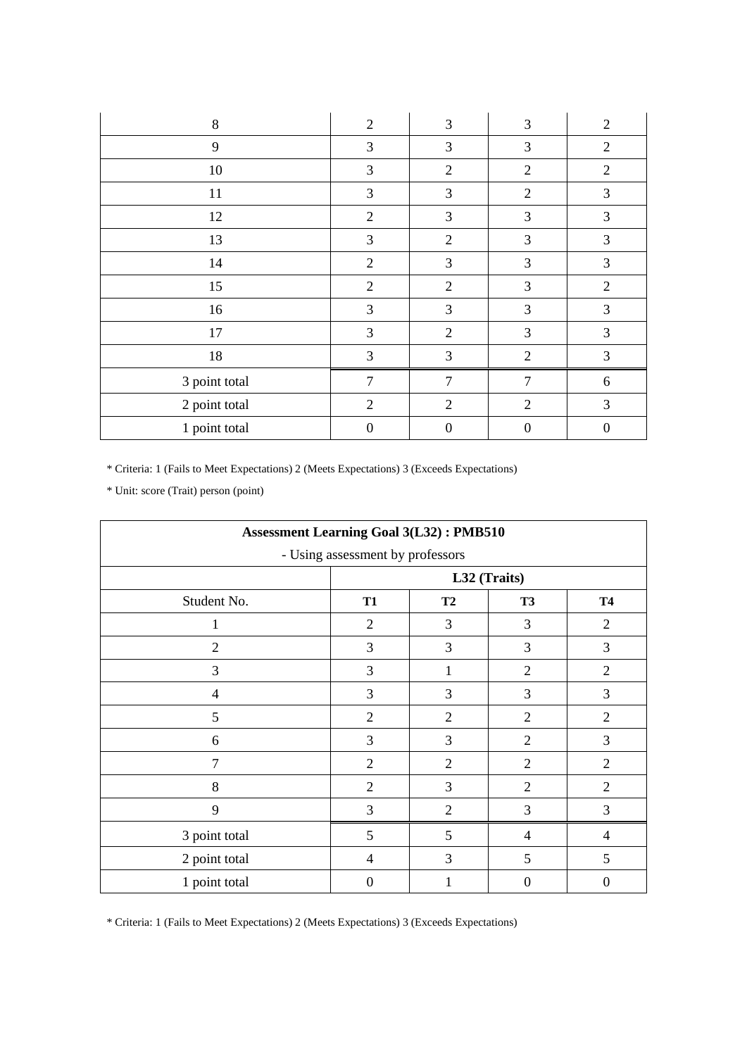| | | | | |
|---|---|---|---|---|
| 8 | 2 | 3 | 3 | 2 |
| 9 | 3 | 3 | 3 | 2 |
| 10 | 3 | 2 | 2 | 2 |
| 11 | 3 | 3 | 2 | 3 |
| 12 | 2 | 3 | 3 | 3 |
| 13 | 3 | 2 | 3 | 3 |
| 14 | 2 | 3 | 3 | 3 |
| 15 | 2 | 2 | 3 | 2 |
| 16 | 3 | 3 | 3 | 3 |
| 17 | 3 | 2 | 3 | 3 |
| 18 | 3 | 3 | 2 | 3 |
| 3 point total | 7 | 7 | 7 | 6 |
| 2 point total | 2 | 2 | 2 | 3 |
| 1 point total | 0 | 0 | 0 | 0 |

* Criteria: 1 (Fails to Meet Expectations) 2 (Meets Expectations) 3 (Exceeds Expectations)

* Unit: score (Trait) person (point)

| **Assessment Learning Goal 3(L32) : PMB510**<br>- Using assessment by professors | | | | |
|---|---|---|---|---|
| | **L32 (Traits)** | | | |
| Student No. | **T1** | **T2** | **T3** | **T4** |
| 1 | 2 | 3 | 3 | 2 |
| 2 | 3 | 3 | 3 | 3 |
| 3 | 3 | 1 | 2 | 2 |
| 4 | 3 | 3 | 3 | 3 |
| 5 | 2 | 2 | 2 | 2 |
| 6 | 3 | 3 | 2 | 3 |
| 7 | 2 | 2 | 2 | 2 |
| 8 | 2 | 3 | 2 | 2 |
| 9 | 3 | 2 | 3 | 3 |
| 3 point total | 5 | 5 | 4 | 4 |
| 2 point total | 4 | 3 | 5 | 5 |
| 1 point total | 0 | 1 | 0 | 0 |

* Criteria: 1 (Fails to Meet Expectations) 2 (Meets Expectations) 3 (Exceeds Expectations)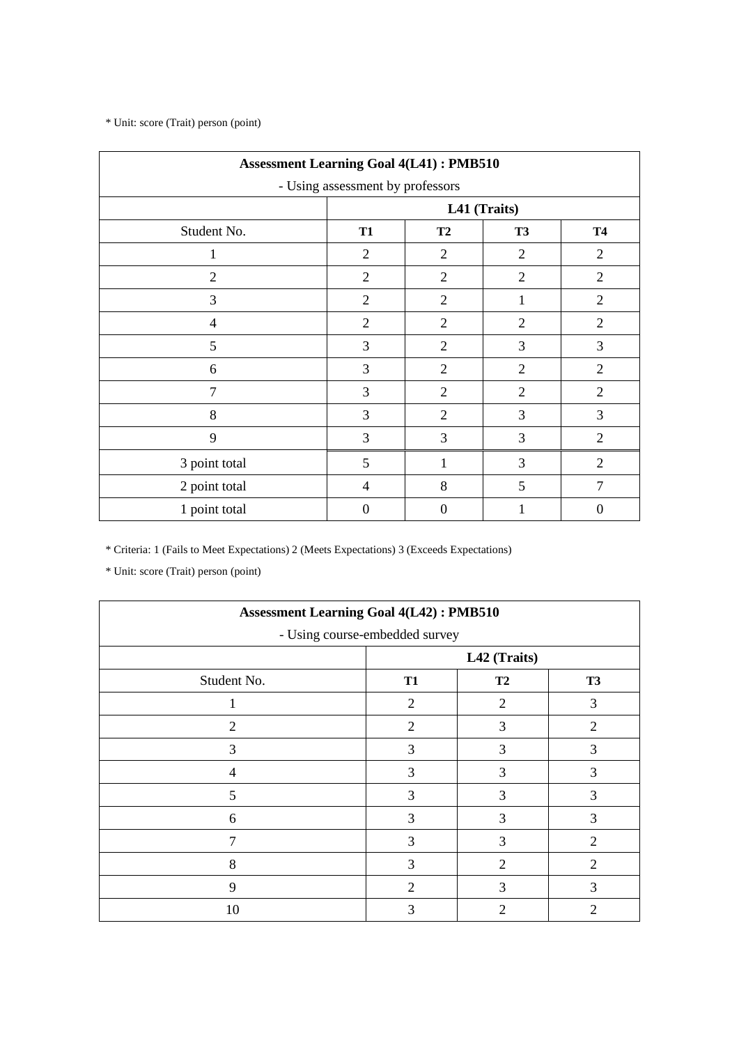* Unit: score (Trait) person (point)

| **Assessment Learning Goal 4(L41) : PMB510**<br>- Using assessment by professors | | | | |
|---|---|---|---|---|
| | **L41 (Traits)** | | | |
| Student No. | **T1** | **T2** | **T3** | **T4** |
| 1 | 2 | 2 | 2 | 2 |
| 2 | 2 | 2 | 2 | 2 |
| 3 | 2 | 2 | 1 | 2 |
| 4 | 2 | 2 | 2 | 2 |
| 5 | 3 | 2 | 3 | 3 |
| 6 | 3 | 2 | 2 | 2 |
| 7 | 3 | 2 | 2 | 2 |
| 8 | 3 | 2 | 3 | 3 |
| 9 | 3 | 3 | 3 | 2 |
| 3 point total | 5 | 1 | 3 | 2 |
| 2 point total | 4 | 8 | 5 | 7 |
| 1 point total | 0 | 0 | 1 | 0 |

* Criteria: 1 (Fails to Meet Expectations) 2 (Meets Expectations) 3 (Exceeds Expectations)

* Unit: score (Trait) person (point)

| **Assessment Learning Goal 4(L42) : PMB510**<br>- Using course-embedded survey | | | |
|---|---|---|---|
| | **L42 (Traits)** | | |
| Student No. | **T1** | **T2** | **T3** |
| 1 | 2 | 2 | 3 |
| 2 | 2 | 3 | 2 |
| 3 | 3 | 3 | 3 |
| 4 | 3 | 3 | 3 |
| 5 | 3 | 3 | 3 |
| 6 | 3 | 3 | 3 |
| 7 | 3 | 3 | 2 |
| 8 | 3 | 2 | 2 |
| 9 | 2 | 3 | 3 |
| 10 | 3 | 2 | 2 |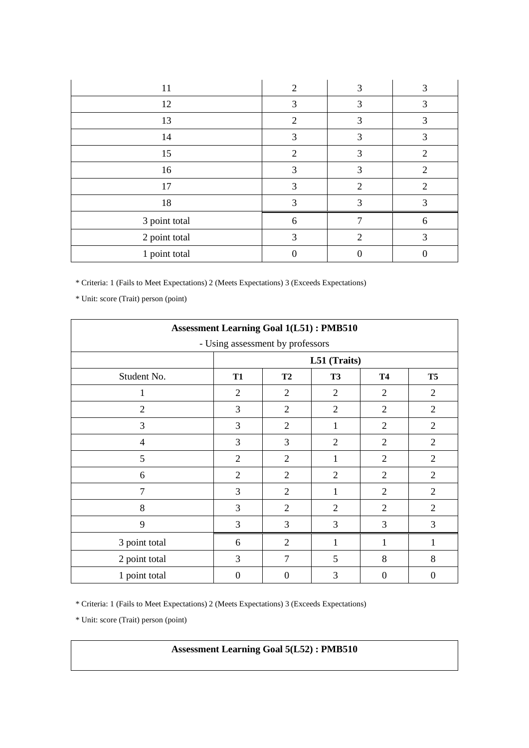| | | | |
|---|---|---|---|
| 11 | 2 | 3 | 3 |
| 12 | 3 | 3 | 3 |
| 13 | 2 | 3 | 3 |
| 14 | 3 | 3 | 3 |
| 15 | 2 | 3 | 2 |
| 16 | 3 | 3 | 2 |
| 17 | 3 | 2 | 2 |
| 18 | 3 | 3 | 3 |
| 3 point total | 6 | 7 | 6 |
| 2 point total | 3 | 2 | 3 |
| 1 point total | 0 | 0 | 0 |

* Criteria: 1 (Fails to Meet Expectations) 2 (Meets Expectations) 3 (Exceeds Expectations)

* Unit: score (Trait) person (point)

| **Assessment Learning Goal 1(L51) : PMB510**<br>- Using assessment by professors | | | | | |
|---|---|---|---|---|---|
| | **L51 (Traits)** | | | | |
| Student No. | **T1** | **T2** | **T3** | **T4** | **T5** |
| 1 | 2 | 2 | 2 | 2 | 2 |
| 2 | 3 | 2 | 2 | 2 | 2 |
| 3 | 3 | 2 | 1 | 2 | 2 |
| 4 | 3 | 3 | 2 | 2 | 2 |
| 5 | 2 | 2 | 1 | 2 | 2 |
| 6 | 2 | 2 | 2 | 2 | 2 |
| 7 | 3 | 2 | 1 | 2 | 2 |
| 8 | 3 | 2 | 2 | 2 | 2 |
| 9 | 3 | 3 | 3 | 3 | 3 |
| 3 point total | 6 | 2 | 1 | 1 | 1 |
| 2 point total | 3 | 7 | 5 | 8 | 8 |
| 1 point total | 0 | 0 | 3 | 0 | 0 |

* Criteria: 1 (Fails to Meet Expectations) 2 (Meets Expectations) 3 (Exceeds Expectations)

* Unit: score (Trait) person (point)

| **Assessment Learning Goal 5(L52) : PMB510** |
|---|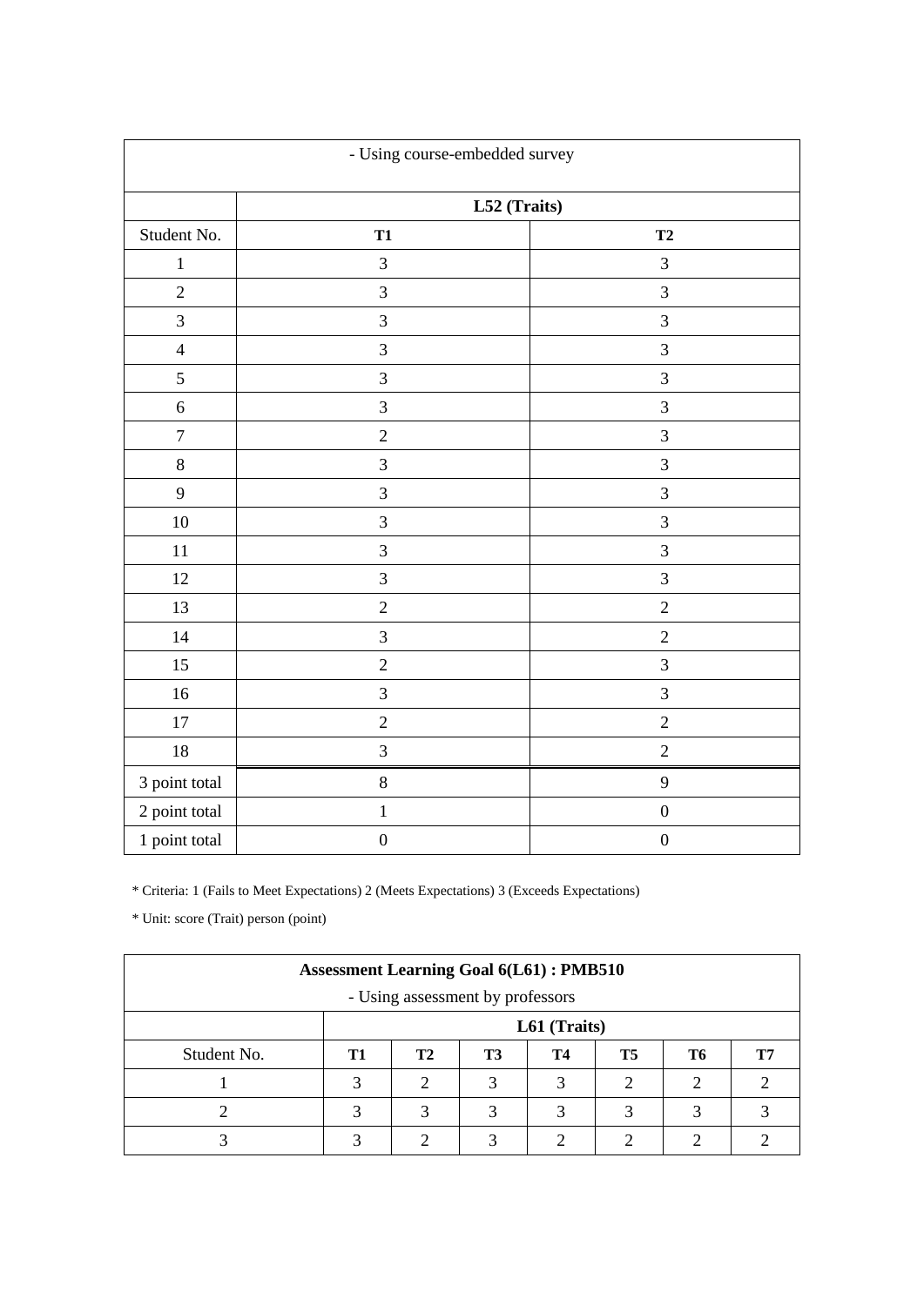| - Using course-embedded survey | | |
|---|---|---|
| | **L52 (Traits)** | |
| Student No. | **T1** | **T2** |
| 1 | 3 | 3 |
| 2 | 3 | 3 |
| 3 | 3 | 3 |
| 4 | 3 | 3 |
| 5 | 3 | 3 |
| 6 | 3 | 3 |
| 7 | 2 | 3 |
| 8 | 3 | 3 |
| 9 | 3 | 3 |
| 10 | 3 | 3 |
| 11 | 3 | 3 |
| 12 | 3 | 3 |
| 13 | 2 | 2 |
| 14 | 3 | 2 |
| 15 | 2 | 3 |
| 16 | 3 | 3 |
| 17 | 2 | 2 |
| 18 | 3 | 2 |
| 3 point total | 8 | 9 |
| 2 point total | 1 | 0 |
| 1 point total | 0 | 0 |

* Criteria: 1 (Fails to Meet Expectations) 2 (Meets Expectations) 3 (Exceeds Expectations)

* Unit: score (Trait) person (point)

| **Assessment Learning Goal 6(L61) : PMB510** - Using assessment by professors | | | | | | | |
|---|---|---|---|---|---|---|---|
| | **L61 (Traits)** | | | | | | |
| Student No. | **T1** | **T2** | **T3** | **T4** | **T5** | **T6** | **T7** |
| 1 | 3 | 2 | 3 | 3 | 2 | 2 | 2 |
| 2 | 3 | 3 | 3 | 3 | 3 | 3 | 3 |
| 3 | 3 | 2 | 3 | 2 | 2 | 2 | 2 |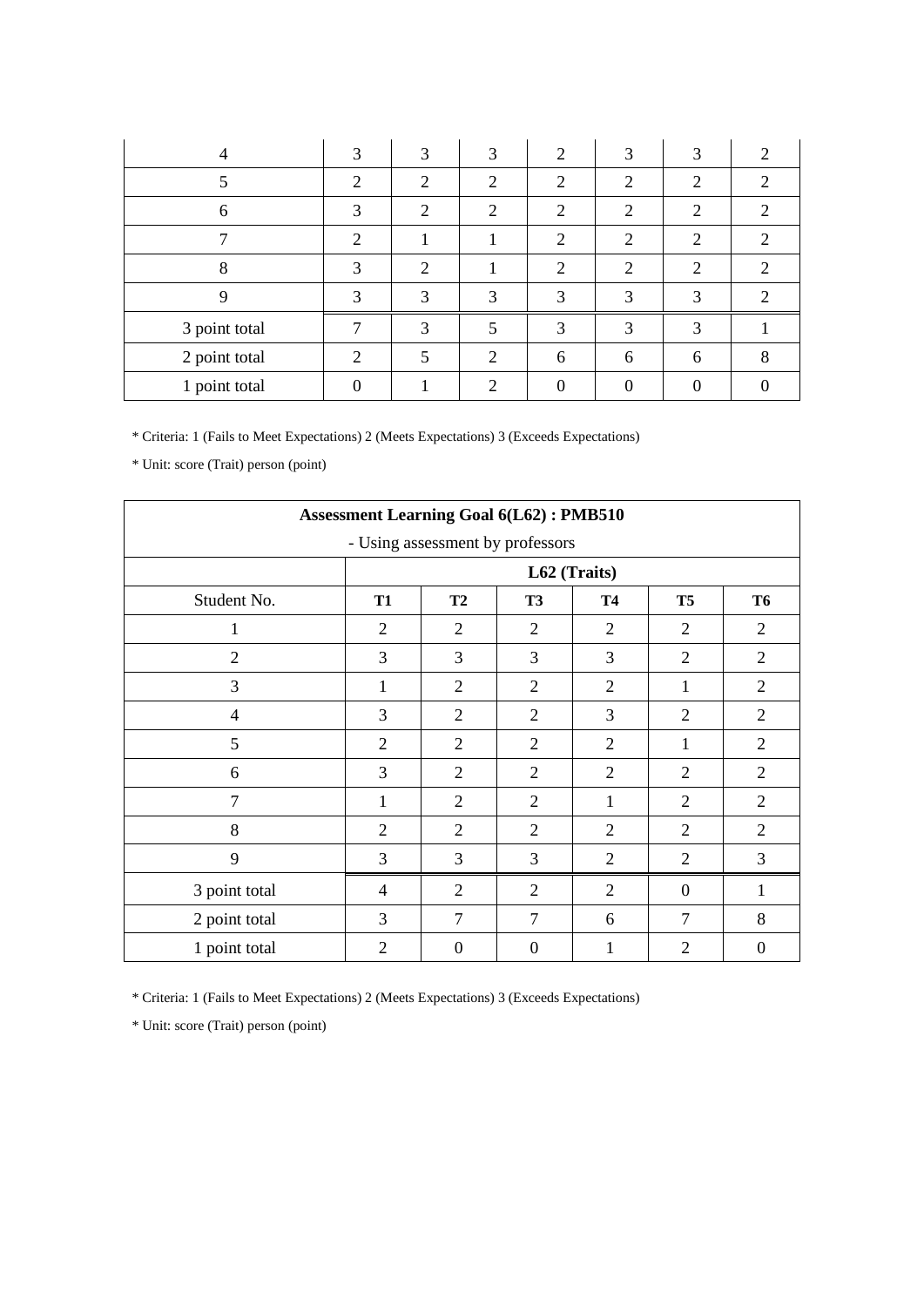| | | | | | | | |
|---|---|---|---|---|---|---|---|
| 4 | 3 | 3 | 3 | 2 | 3 | 3 | 2 |
| 5 | 2 | 2 | 2 | 2 | 2 | 2 | 2 |
| 6 | 3 | 2 | 2 | 2 | 2 | 2 | 2 |
| 7 | 2 | 1 | 1 | 2 | 2 | 2 | 2 |
| 8 | 3 | 2 | 1 | 2 | 2 | 2 | 2 |
| 9 | 3 | 3 | 3 | 3 | 3 | 3 | 2 |
| 3 point total | 7 | 3 | 5 | 3 | 3 | 3 | 1 |
| 2 point total | 2 | 5 | 2 | 6 | 6 | 6 | 8 |
| 1 point total | 0 | 1 | 2 | 0 | 0 | 0 | 0 |

* Criteria: 1 (Fails to Meet Expectations) 2 (Meets Expectations) 3 (Exceeds Expectations)

* Unit: score (Trait) person (point)

| **Assessment Learning Goal 6(L62) : PMB510** - Using assessment by professors | | | | | | |
|---|---|---|---|---|---|---|
| | **L62 (Traits)** | | | | | |
| Student No. | **T1** | **T2** | **T3** | **T4** | **T5** | **T6** |
| 1 | 2 | 2 | 2 | 2 | 2 | 2 |
| 2 | 3 | 3 | 3 | 3 | 2 | 2 |
| 3 | 1 | 2 | 2 | 2 | 1 | 2 |
| 4 | 3 | 2 | 2 | 3 | 2 | 2 |
| 5 | 2 | 2 | 2 | 2 | 1 | 2 |
| 6 | 3 | 2 | 2 | 2 | 2 | 2 |
| 7 | 1 | 2 | 2 | 1 | 2 | 2 |
| 8 | 2 | 2 | 2 | 2 | 2 | 2 |
| 9 | 3 | 3 | 3 | 2 | 2 | 3 |
| 3 point total | 4 | 2 | 2 | 2 | 0 | 1 |
| 2 point total | 3 | 7 | 7 | 6 | 7 | 8 |
| 1 point total | 2 | 0 | 0 | 1 | 2 | 0 |

* Criteria: 1 (Fails to Meet Expectations) 2 (Meets Expectations) 3 (Exceeds Expectations)

* Unit: score (Trait) person (point)